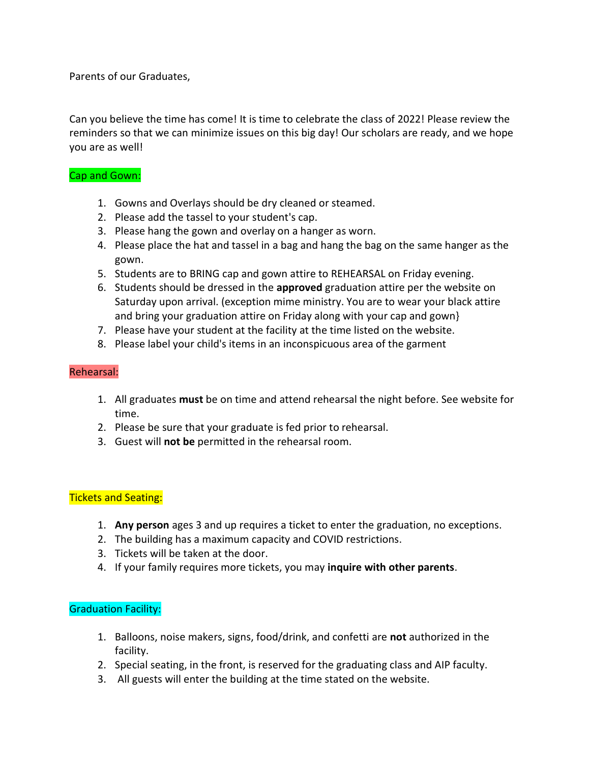Parents of our Graduates,

Can you believe the time has come! It is time to celebrate the class of 2022! Please review the reminders so that we can minimize issues on this big day! Our scholars are ready, and we hope you are as well!

## Cap and Gown:

1. Gowns and Overlays should be dry cleaned or steamed.
2. Please add the tassel to your student's cap.
3. Please hang the gown and overlay on a hanger as worn.
4. Please place the hat and tassel in a bag and hang the bag on the same hanger as the gown.
5. Students are to BRING cap and gown attire to REHEARSAL on Friday evening.
6. Students should be dressed in the **approved** graduation attire per the website on Saturday upon arrival. (exception mime ministry. You are to wear your black attire and bring your graduation attire on Friday along with your cap and gown}
7. Please have your student at the facility at the time listed on the website.
8. Please label your child's items in an inconspicuous area of the garment

## Rehearsal:

1. All graduates **must** be on time and attend rehearsal the night before. See website for time.
2. Please be sure that your graduate is fed prior to rehearsal.
3. Guest will **not be** permitted in the rehearsal room.

## Tickets and Seating:

1. **Any person** ages 3 and up requires a ticket to enter the graduation, no exceptions.
2. The building has a maximum capacity and COVID restrictions.
3. Tickets will be taken at the door.
4. If your family requires more tickets, you may **inquire with other parents**.

## Graduation Facility:

1. Balloons, noise makers, signs, food/drink, and confetti are **not** authorized in the facility.
2. Special seating, in the front, is reserved for the graduating class and AIP faculty.
3. All guests will enter the building at the time stated on the website.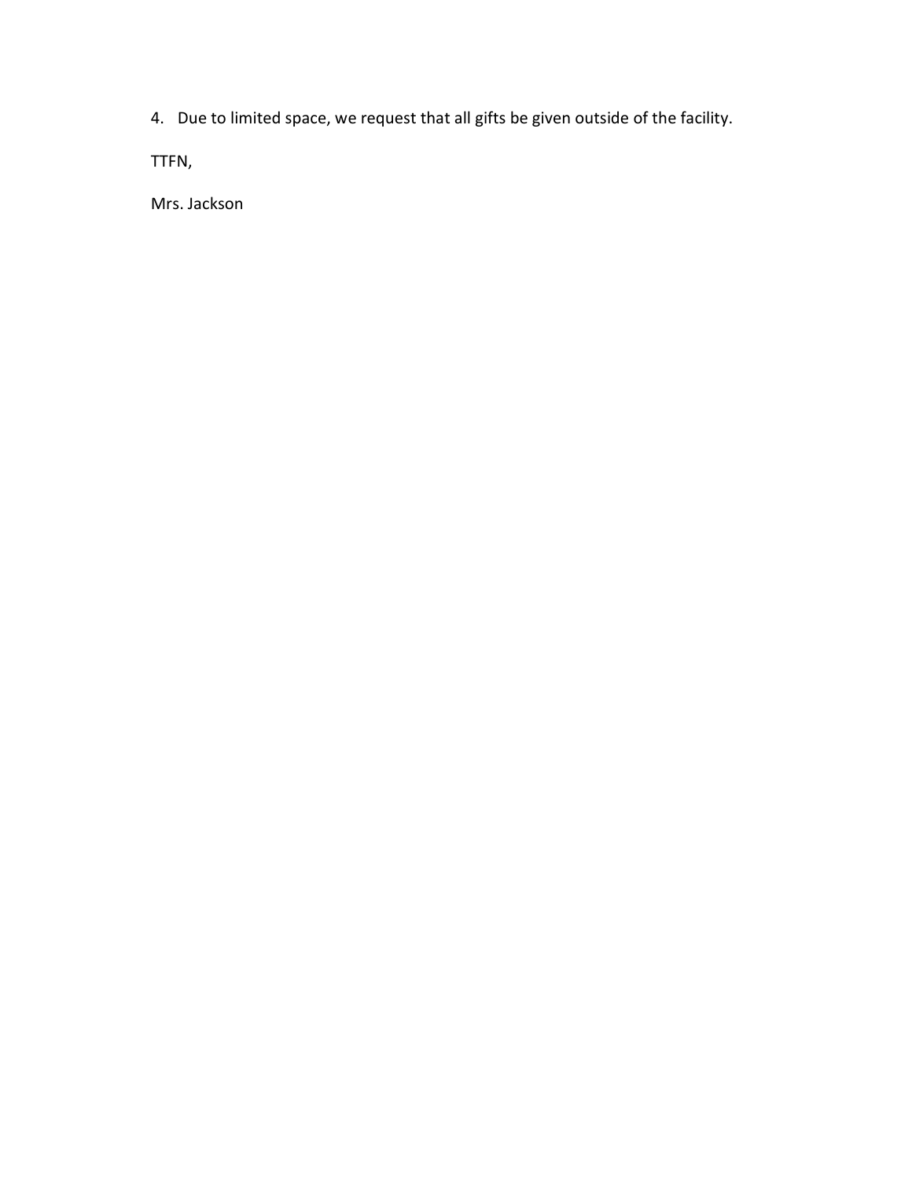4. Due to limited space, we request that all gifts be given outside of the facility.

TTFN,

Mrs. Jackson